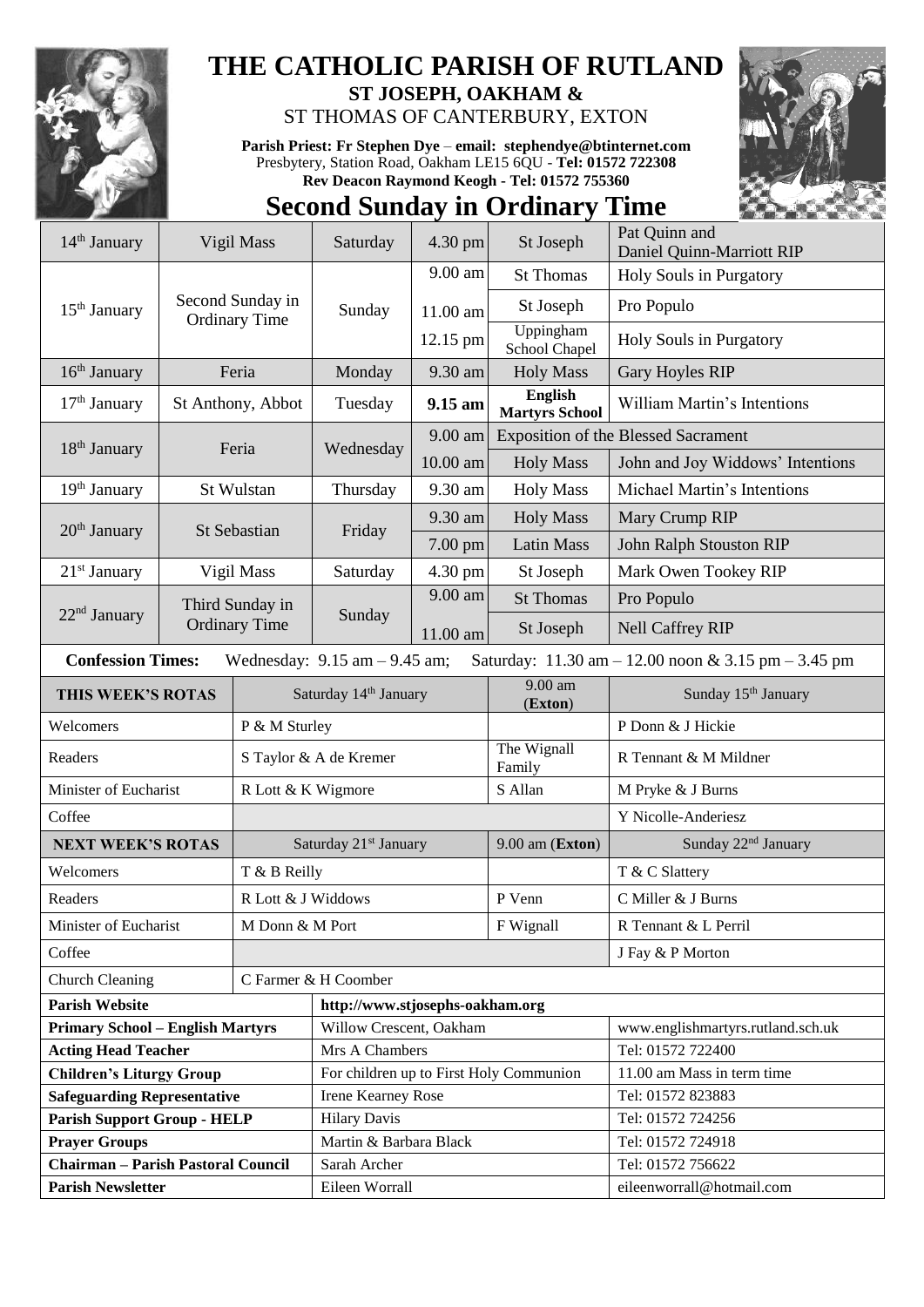# THE CATHOLIC PARISH OF RUTLAND

**ST JOSEPH, OAKHAM &**

ST THOMAS OF CANTERBURY, EXTON

**Parish Priest: Fr Stephen Dye** – **email: stephendye@btinternet.com**
Presbytery, Station Road, Oakham LE15 6QU - **Tel: 01572 722308**
**Rev Deacon Raymond Keogh - Tel: 01572 755360**

## Second Sunday in Ordinary Time

| | | | | | |
|---|---|---|---|---|---|
| 14th January | Vigil Mass | Saturday | 4.30 pm | St Joseph | Pat Quinn and Daniel Quinn-Marriott RIP |
| 15th January | Second Sunday in Ordinary Time | Sunday | 9.00 am | St Thomas | Holy Souls in Purgatory |
| | | | 11.00 am | St Joseph | Pro Populo |
| | | | 12.15 pm | Uppingham School Chapel | Holy Souls in Purgatory |
| 16th January | Feria | Monday | 9.30 am | Holy Mass | Gary Hoyles RIP |
| 17th January | St Anthony, Abbot | Tuesday | **9.15 am** | **English Martyrs School** | William Martin's Intentions |
| 18th January | Feria | Wednesday | 9.00 am | Exposition of the Blessed Sacrament | |
| | | | 10.00 am | Holy Mass | John and Joy Widdows' Intentions |
| 19th January | St Wulstan | Thursday | 9.30 am | Holy Mass | Michael Martin's Intentions |
| 20th January | St Sebastian | Friday | 9.30 am | Holy Mass | Mary Crump RIP |
| | | | 7.00 pm | Latin Mass | John Ralph Stouston RIP |
| 21st January | Vigil Mass | Saturday | 4.30 pm | St Joseph | Mark Owen Tookey RIP |
| 22nd January | Third Sunday in Ordinary Time | Sunday | 9.00 am | St Thomas | Pro Populo |
| | | | 11.00 am | St Joseph | Nell Caffrey RIP |

**Confession Times:** Wednesday: 9.15 am – 9.45 am; Saturday: 11.30 am – 12.00 noon & 3.15 pm – 3.45 pm

| **THIS WEEK'S ROTAS** | Saturday 14th January | 9.00 am (**Exton**) | Sunday 15th January |
|---|---|---|---|
| Welcomers | P & M Sturley | | P Donn & J Hickie |
| Readers | S Taylor & A de Kremer | The Wignall Family | R Tennant & M Mildner |
| Minister of Eucharist | R Lott & K Wigmore | S Allan | M Pryke & J Burns |
| Coffee | | | Y Nicolle-Anderiesz |
| **NEXT WEEK'S ROTAS** | Saturday 21st January | 9.00 am (**Exton**) | Sunday 22nd January |
| Welcomers | T & B Reilly | | T & C Slattery |
| Readers | R Lott & J Widdows | P Venn | C Miller & J Burns |
| Minister of Eucharist | M Donn & M Port | F Wignall | R Tennant & L Perril |
| Coffee | | | J Fay & P Morton |
| Church Cleaning | C Farmer & H Coomber | | |

| | | |
|---|---|---|
| **Parish Website** | **http://www.stjosephs-oakham.org** | |
| **Primary School – English Martyrs** | Willow Crescent, Oakham | www.englishmartyrs.rutland.sch.uk |
| **Acting Head Teacher** | Mrs A Chambers | Tel: 01572 722400 |
| **Children's Liturgy Group** | For children up to First Holy Communion | 11.00 am Mass in term time |
| **Safeguarding Representative** | Irene Kearney Rose | Tel: 01572 823883 |
| **Parish Support Group - HELP** | Hilary Davis | Tel: 01572 724256 |
| **Prayer Groups** | Martin & Barbara Black | Tel: 01572 724918 |
| **Chairman – Parish Pastoral Council** | Sarah Archer | Tel: 01572 756622 |
| **Parish Newsletter** | Eileen Worrall | eileenworrall@hotmail.com |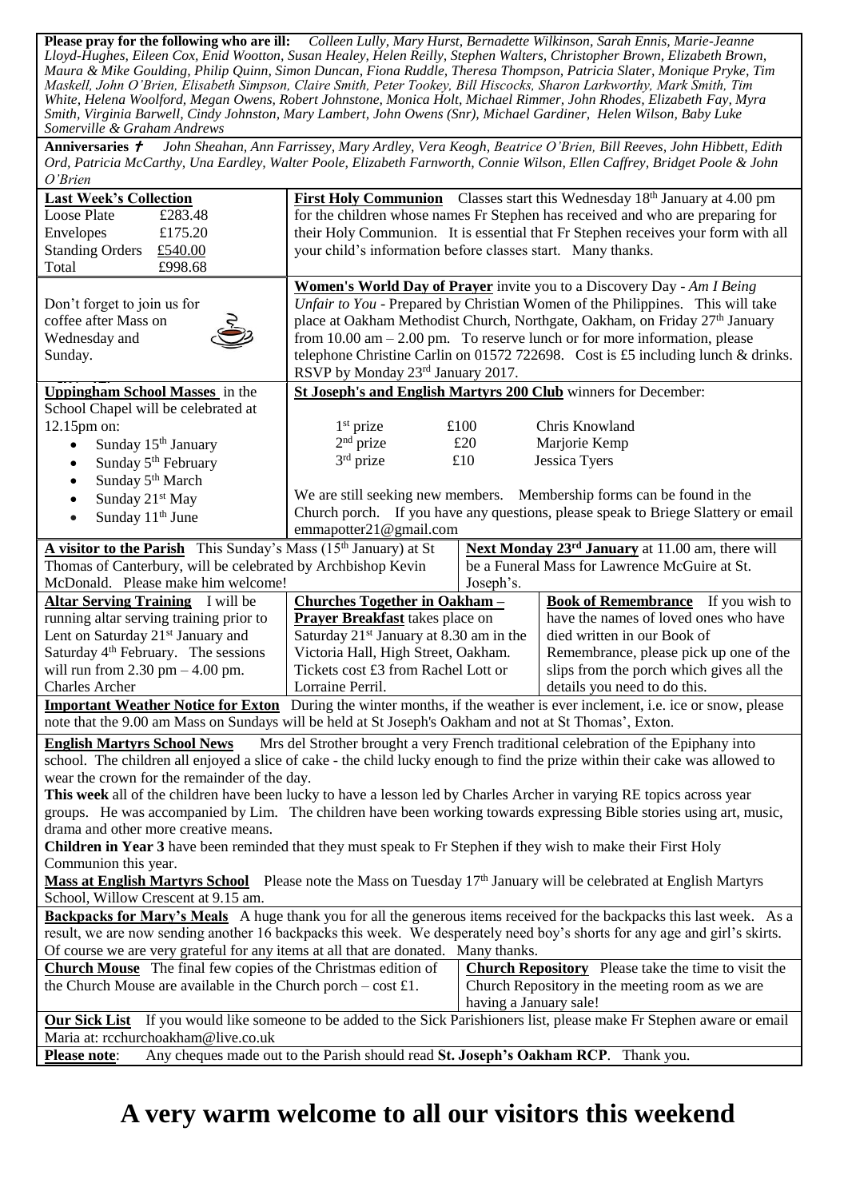**Please pray for the following who are ill:** *Colleen Lully, Mary Hurst, Bernadette Wilkinson, Sarah Ennis, Marie-Jeanne Lloyd-Hughes, Eileen Cox, Enid Wootton, Susan Healey, Helen Reilly, Stephen Walters, Christopher Brown, Elizabeth Brown, Maura & Mike Goulding, Philip Quinn, Simon Duncan, Fiona Ruddle, Theresa Thompson, Patricia Slater, Monique Pryke, Tim Maskell, John O'Brien, Elisabeth Simpson, Claire Smith, Peter Tookey, Bill Hiscocks, Sharon Larkworthy, Mark Smith, Tim White, Helena Woolford, Megan Owens, Robert Johnstone, Monica Holt, Michael Rimmer, John Rhodes, Elizabeth Fay, Myra Smith, Virginia Barwell, Cindy Johnston, Mary Lambert, John Owens (Snr), Michael Gardiner, Helen Wilson, Baby Luke Somerville & Graham Andrews*

**Anniversaries** ✝ *John Sheahan, Ann Farrissey, Mary Ardley, Vera Keogh, Beatrice O'Brien, Bill Reeves, John Hibbett, Edith Ord, Patricia McCarthy, Una Eardley, Walter Poole, Elizabeth Farnworth, Connie Wilson, Ellen Caffrey, Bridget Poole & John O'Brien*

**Last Week's Collection**

| | |
|---|---|
| Loose Plate | £283.48 |
| Envelopes | £175.20 |
| Standing Orders | £540.00 |
| Total | £998.68 |

**First Holy Communion** Classes start this Wednesday 18th January at 4.00 pm for the children whose names Fr Stephen has received and who are preparing for their Holy Communion. It is essential that Fr Stephen receives your form with all your child's information before classes start. Many thanks.

Don't forget to join us for coffee after Mass on Wednesday and Sunday.

**Women's World Day of Prayer** invite you to a Discovery Day - *Am I Being Unfair to You* - Prepared by Christian Women of the Philippines. This will take place at Oakham Methodist Church, Northgate, Oakham, on Friday 27th January from 10.00 am – 2.00 pm. To reserve lunch or for more information, please telephone Christine Carlin on 01572 722698. Cost is £5 including lunch & drinks. RSVP by Monday 23rd January 2017.

**Uppingham School Masses** in the School Chapel will be celebrated at 12.15pm on:

- Sunday 15th January
- Sunday 5th February
- Sunday 5th March
- Sunday 21st May
- Sunday 11th June

**St Joseph's and English Martyrs 200 Club** winners for December:

| | | |
|---|---|---|
| 1st prize | £100 | Chris Knowland |
| 2nd prize | £20 | Marjorie Kemp |
| 3rd prize | £10 | Jessica Tyers |

We are still seeking new members. Membership forms can be found in the Church porch. If you have any questions, please speak to Briege Slattery or email emmapotter21@gmail.com

**A visitor to the Parish** This Sunday's Mass (15th January) at St Thomas of Canterbury, will be celebrated by Archbishop Kevin McDonald. Please make him welcome!

**Next Monday 23rd January** at 11.00 am, there will be a Funeral Mass for Lawrence McGuire at St. Joseph's.

**Altar Serving Training** I will be running altar serving training prior to Lent on Saturday 21st January and Saturday 4th February. The sessions will run from 2.30 pm – 4.00 pm. Charles Archer

**Churches Together in Oakham – Prayer Breakfast** takes place on Saturday 21st January at 8.30 am in the Victoria Hall, High Street, Oakham. Tickets cost £3 from Rachel Lott or Lorraine Perril.

**Book of Remembrance** If you wish to have the names of loved ones who have died written in our Book of Remembrance, please pick up one of the slips from the porch which gives all the details you need to do this.

**Important Weather Notice for Exton** During the winter months, if the weather is ever inclement, i.e. ice or snow, please note that the 9.00 am Mass on Sundays will be held at St Joseph's Oakham and not at St Thomas', Exton.

**English Martyrs School News** Mrs del Strother brought a very French traditional celebration of the Epiphany into school. The children all enjoyed a slice of cake - the child lucky enough to find the prize within their cake was allowed to wear the crown for the remainder of the day.

**This week** all of the children have been lucky to have a lesson led by Charles Archer in varying RE topics across year groups. He was accompanied by Lim. The children have been working towards expressing Bible stories using art, music, drama and other more creative means.

**Children in Year 3** have been reminded that they must speak to Fr Stephen if they wish to make their First Holy Communion this year.

**Mass at English Martyrs School** Please note the Mass on Tuesday 17th January will be celebrated at English Martyrs School, Willow Crescent at 9.15 am.

**Backpacks for Mary's Meals** A huge thank you for all the generous items received for the backpacks this last week. As a result, we are now sending another 16 backpacks this week. We desperately need boy's shorts for any age and girl's skirts. Of course we are very grateful for any items at all that are donated. Many thanks.

**Church Mouse** The final few copies of the Christmas edition of the Church Mouse are available in the Church porch – cost £1.

**Church Repository** Please take the time to visit the Church Repository in the meeting room as we are having a January sale!

**Our Sick List** If you would like someone to be added to the Sick Parishioners list, please make Fr Stephen aware or email Maria at: rcchurchoakham@live.co.uk

**Please note**: Any cheques made out to the Parish should read **St. Joseph's Oakham RCP**. Thank you.

# A very warm welcome to all our visitors this weekend